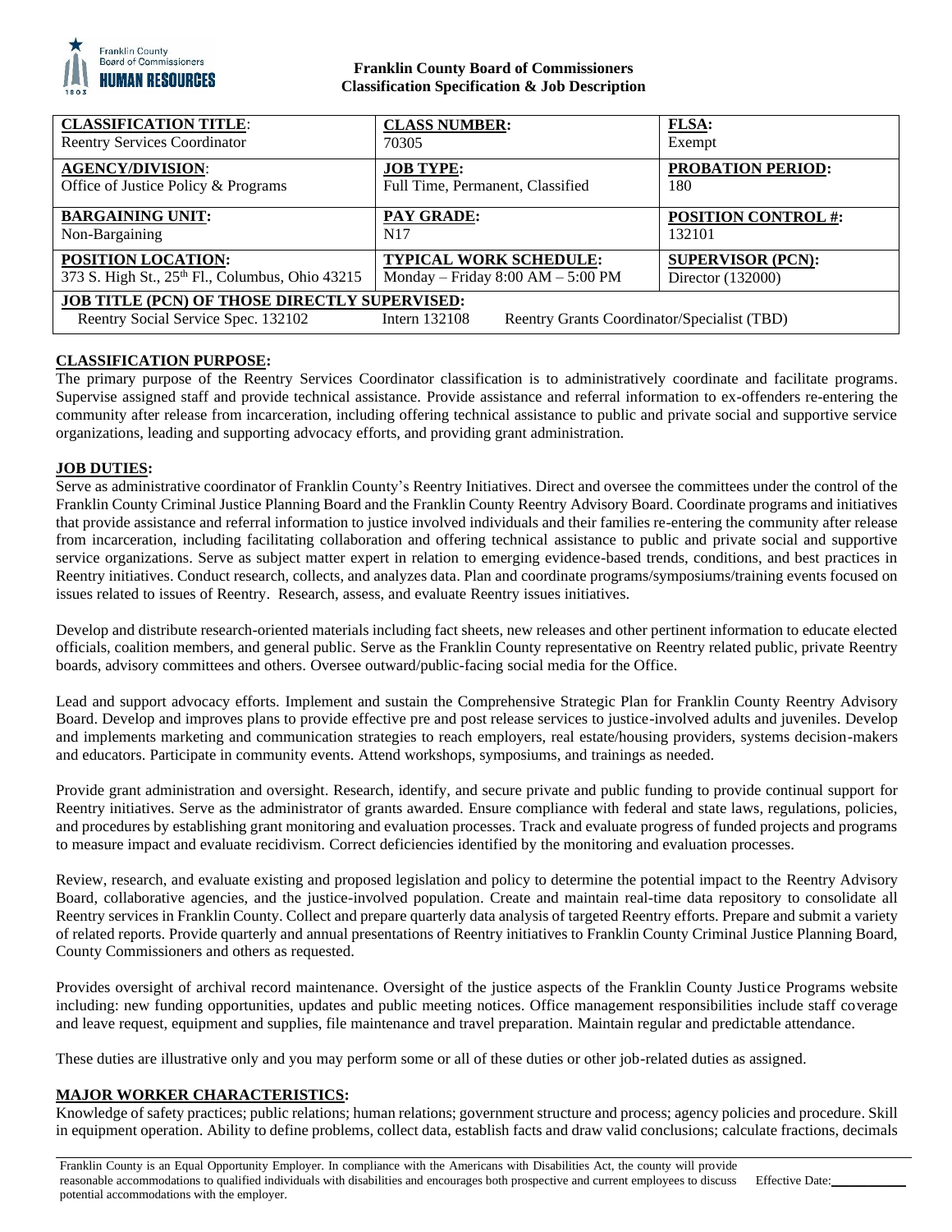**Franklin County Board of Commissioners**
**Classification Specification & Job Description**

| **CLASSIFICATION TITLE**: Reentry Services Coordinator | **CLASS NUMBER:** 70305 | **FLSA:** Exempt |
|---|---|---|
| **AGENCY/DIVISION**: Office of Justice Policy & Programs | **JOB TYPE:** Full Time, Permanent, Classified | **PROBATION PERIOD:** 180 |
| **BARGAINING UNIT:** Non-Bargaining | **PAY GRADE:** N17 | **POSITION CONTROL #:** 132101 |
| **POSITION LOCATION:** 373 S. High St., 25th Fl., Columbus, Ohio 43215 | **TYPICAL WORK SCHEDULE:** Monday – Friday 8:00 AM – 5:00 PM | **SUPERVISOR (PCN):** Director (132000) |
| **JOB TITLE (PCN) OF THOSE DIRECTLY SUPERVISED:** Reentry Social Service Spec. 132102 | Intern 132108 | Reentry Grants Coordinator/Specialist (TBD) |

## CLASSIFICATION PURPOSE:

The primary purpose of the Reentry Services Coordinator classification is to administratively coordinate and facilitate programs. Supervise assigned staff and provide technical assistance. Provide assistance and referral information to ex-offenders re-entering the community after release from incarceration, including offering technical assistance to public and private social and supportive service organizations, leading and supporting advocacy efforts, and providing grant administration.

## JOB DUTIES:

Serve as administrative coordinator of Franklin County's Reentry Initiatives. Direct and oversee the committees under the control of the Franklin County Criminal Justice Planning Board and the Franklin County Reentry Advisory Board. Coordinate programs and initiatives that provide assistance and referral information to justice involved individuals and their families re-entering the community after release from incarceration, including facilitating collaboration and offering technical assistance to public and private social and supportive service organizations. Serve as subject matter expert in relation to emerging evidence-based trends, conditions, and best practices in Reentry initiatives. Conduct research, collects, and analyzes data. Plan and coordinate programs/symposiums/training events focused on issues related to issues of Reentry. Research, assess, and evaluate Reentry issues initiatives.

Develop and distribute research-oriented materials including fact sheets, new releases and other pertinent information to educate elected officials, coalition members, and general public. Serve as the Franklin County representative on Reentry related public, private Reentry boards, advisory committees and others. Oversee outward/public-facing social media for the Office.

Lead and support advocacy efforts. Implement and sustain the Comprehensive Strategic Plan for Franklin County Reentry Advisory Board. Develop and improves plans to provide effective pre and post release services to justice-involved adults and juveniles. Develop and implements marketing and communication strategies to reach employers, real estate/housing providers, systems decision-makers and educators. Participate in community events. Attend workshops, symposiums, and trainings as needed.

Provide grant administration and oversight. Research, identify, and secure private and public funding to provide continual support for Reentry initiatives. Serve as the administrator of grants awarded. Ensure compliance with federal and state laws, regulations, policies, and procedures by establishing grant monitoring and evaluation processes. Track and evaluate progress of funded projects and programs to measure impact and evaluate recidivism. Correct deficiencies identified by the monitoring and evaluation processes.

Review, research, and evaluate existing and proposed legislation and policy to determine the potential impact to the Reentry Advisory Board, collaborative agencies, and the justice-involved population. Create and maintain real-time data repository to consolidate all Reentry services in Franklin County. Collect and prepare quarterly data analysis of targeted Reentry efforts. Prepare and submit a variety of related reports. Provide quarterly and annual presentations of Reentry initiatives to Franklin County Criminal Justice Planning Board, County Commissioners and others as requested.

Provides oversight of archival record maintenance. Oversight of the justice aspects of the Franklin County Justice Programs website including: new funding opportunities, updates and public meeting notices. Office management responsibilities include staff coverage and leave request, equipment and supplies, file maintenance and travel preparation. Maintain regular and predictable attendance.

These duties are illustrative only and you may perform some or all of these duties or other job-related duties as assigned.

## MAJOR WORKER CHARACTERISTICS:

Knowledge of safety practices; public relations; human relations; government structure and process; agency policies and procedure. Skill in equipment operation. Ability to define problems, collect data, establish facts and draw valid conclusions; calculate fractions, decimals

Franklin County is an Equal Opportunity Employer. In compliance with the Americans with Disabilities Act, the county will provide reasonable accommodations to qualified individuals with disabilities and encourages both prospective and current employees to discuss potential accommodations with the employer. Effective Date:___________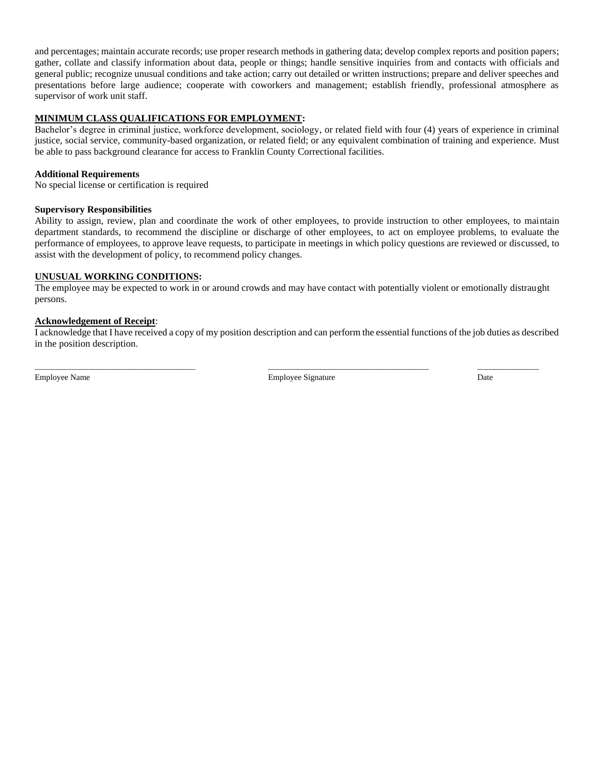and percentages; maintain accurate records; use proper research methods in gathering data; develop complex reports and position papers; gather, collate and classify information about data, people or things; handle sensitive inquiries from and contacts with officials and general public; recognize unusual conditions and take action; carry out detailed or written instructions; prepare and deliver speeches and presentations before large audience; cooperate with coworkers and management; establish friendly, professional atmosphere as supervisor of work unit staff.

**MINIMUM CLASS QUALIFICATIONS FOR EMPLOYMENT:**

Bachelor's degree in criminal justice, workforce development, sociology, or related field with four (4) years of experience in criminal justice, social service, community-based organization, or related field; or any equivalent combination of training and experience. Must be able to pass background clearance for access to Franklin County Correctional facilities.

**Additional Requirements**

No special license or certification is required

**Supervisory Responsibilities**

Ability to assign, review, plan and coordinate the work of other employees, to provide instruction to other employees, to maintain department standards, to recommend the discipline or discharge of other employees, to act on employee problems, to evaluate the performance of employees, to approve leave requests, to participate in meetings in which policy questions are reviewed or discussed, to assist with the development of policy, to recommend policy changes.

**UNUSUAL WORKING CONDITIONS:**

The employee may be expected to work in or around crowds and may have contact with potentially violent or emotionally distraught persons.

**Acknowledgement of Receipt**:

I acknowledge that I have received a copy of my position description and can perform the essential functions of the job duties as described in the position description.

_________________________________ _________________________________ ______________

Employee Name Employee Signature Date